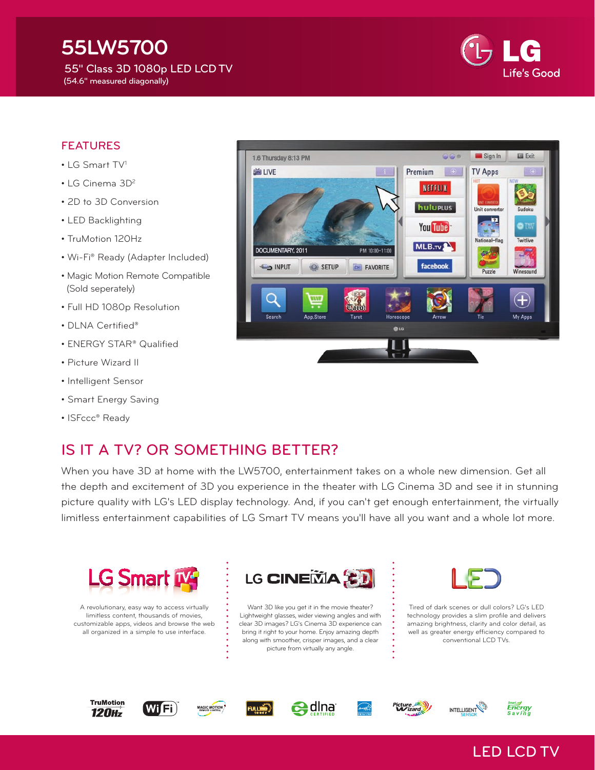# 55LW5700

55" Class 3D 1080p LED LCD TV
(54.6" measured diagonally)

LG Life's Good

## FEATURES

- LG Smart TV[1]
- LG Cinema 3D[2]
- 2D to 3D Conversion
- LED Backlighting
- TruMotion 120Hz
- Wi-Fi® Ready (Adapter Included)
- Magic Motion Remote Compatible (Sold seperately)
- Full HD 1080p Resolution
- DLNA Certified®
- ENERGY STAR® Qualified
- Picture Wizard II
- Intelligent Sensor
- Smart Energy Saving
- ISFccc® Ready

## IS IT A TV? OR SOMETHING BETTER?

When you have 3D at home with the LW5700, entertainment takes on a whole new dimension. Get all the depth and excitement of 3D you experience in the theater with LG Cinema 3D and see it in stunning picture quality with LG's LED display technology. And, if you can't get enough entertainment, the virtually limitless entertainment capabilities of LG Smart TV means you'll have all you want and a whole lot more.

### LG Smart TV

A revolutionary, easy way to access virtually limitless content, thousands of movies, customizable apps, videos and browse the web all organized in a simple to use interface.

### LG CINEMA 3D

Want 3D like you get it in the movie theater? Lightweight glasses, wider viewing angles and with clear 3D images? LG's Cinema 3D experience can bring it right to your home. Enjoy amazing depth along with smoother, crisper images, and a clear picture from virtually any angle.

### LED

Tired of dark scenes or dull colors? LG's LED technology provides a slim profile and delivers amazing brightness, clarity and color detail, as well as greater energy efficiency compared to conventional LCD TVs.

TruMotion 120Hz · WiFi · Magic Motion Remote Control · Full HD 1080p · dlna CERTIFIED · ENERGY STAR · Picture Wizard · Intelligent Sensor · Smart Energy Saving

LED LCD TV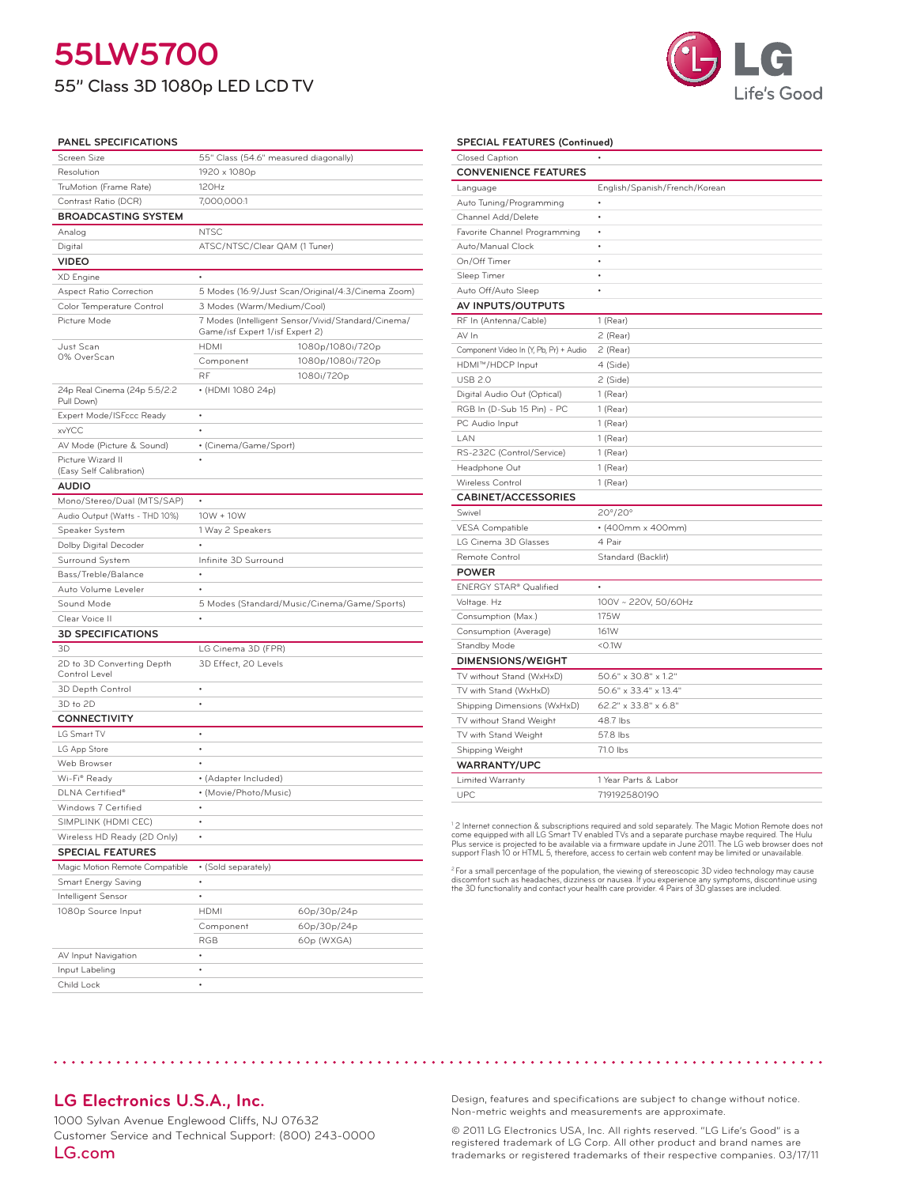# 55LW5700

## 55" Class 3D 1080p LED LCD TV

LG Life's Good

### PANEL SPECIFICATIONS

| | | |
|---|---|---|
| Screen Size | 55" Class (54.6" measured diagonally) | |
| Resolution | 1920 x 1080p | |
| TruMotion (Frame Rate) | 120Hz | |
| Contrast Ratio (DCR) | 7,000,000:1 | |

### BROADCASTING SYSTEM

| | | |
|---|---|---|
| Analog | NTSC | |
| Digital | ATSC/NTSC/Clear QAM (1 Tuner) | |

### VIDEO

| | | |
|---|---|---|
| XD Engine | • | |
| Aspect Ratio Correction | 5 Modes (16:9/Just Scan/Original/4:3/Cinema Zoom) | |
| Color Temperature Control | 3 Modes (Warm/Medium/Cool) | |
| Picture Mode | 7 Modes (Intelligent Sensor/Vivid/Standard/Cinema/Game/isf Expert 1/isf Expert 2) | |
| Just Scan 0% OverScan | HDMI | 1080p/1080i/720p |
| | Component | 1080p/1080i/720p |
| | RF | 1080i/720p |
| 24p Real Cinema (24p 5.5/2.2 Pull Down) | • (HDMI 1080 24p) | |
| Expert Mode/ISFccc Ready | • | |
| xvYCC | • | |
| AV Mode (Picture & Sound) | • (Cinema/Game/Sport) | |
| Picture Wizard II (Easy Self Calibration) | • | |

### AUDIO

| | |
|---|---|
| Mono/Stereo/Dual (MTS/SAP) | • |
| Audio Output (Watts - THD 10%) | 10W + 10W |
| Speaker System | 1 Way 2 Speakers |
| Dolby Digital Decoder | • |
| Surround System | Infinite 3D Surround |
| Bass/Treble/Balance | • |
| Auto Volume Leveler | • |
| Sound Mode | 5 Modes (Standard/Music/Cinema/Game/Sports) |
| Clear Voice II | • |

### 3D SPECIFICATIONS

| | |
|---|---|
| 3D | LG Cinema 3D (FPR) |
| 2D to 3D Converting Depth Control Level | 3D Effect, 20 Levels |
| 3D Depth Control | • |
| 3D to 2D | • |

### CONNECTIVITY

| | |
|---|---|
| LG Smart TV | • |
| LG App Store | • |
| Web Browser | • |
| Wi-Fi® Ready | • (Adapter Included) |
| DLNA Certified® | • (Movie/Photo/Music) |
| Windows 7 Certified | • |
| SIMPLINK (HDMI CEC) | • |
| Wireless HD Ready (2D Only) | • |

### SPECIAL FEATURES

| | | |
|---|---|---|
| Magic Motion Remote Compatible | • (Sold separately) | |
| Smart Energy Saving | • | |
| Intelligent Sensor | • | |
| 1080p Source Input | HDMI | 60p/30p/24p |
| | Component | 60p/30p/24p |
| | RGB | 60p (WXGA) |
| AV Input Navigation | • | |
| Input Labeling | • | |
| Child Lock | • | |

### SPECIAL FEATURES (Continued)

| | |
|---|---|
| Closed Caption | • |

### CONVENIENCE FEATURES

| | |
|---|---|
| Language | English/Spanish/French/Korean |
| Auto Tuning/Programming | • |
| Channel Add/Delete | • |
| Favorite Channel Programming | • |
| Auto/Manual Clock | • |
| On/Off Timer | • |
| Sleep Timer | • |
| Auto Off/Auto Sleep | • |

### AV INPUTS/OUTPUTS

| | |
|---|---|
| RF In (Antenna/Cable) | 1 (Rear) |
| AV In | 2 (Rear) |
| Component Video In (Y, Pb, Pr) + Audio | 2 (Rear) |
| HDMI™/HDCP Input | 4 (Side) |
| USB 2.0 | 2 (Side) |
| Digital Audio Out (Optical) | 1 (Rear) |
| RGB In (D-Sub 15 Pin) - PC | 1 (Rear) |
| PC Audio Input | 1 (Rear) |
| LAN | 1 (Rear) |
| RS-232C (Control/Service) | 1 (Rear) |
| Headphone Out | 1 (Rear) |
| Wireless Control | 1 (Rear) |

### CABINET/ACCESSORIES

| | |
|---|---|
| Swivel | 20°/20° |
| VESA Compatible | • (400mm x 400mm) |
| LG Cinema 3D Glasses | 4 Pair |
| Remote Control | Standard (Backlit) |

### POWER

| | |
|---|---|
| ENERGY STAR® Qualified | • |
| Voltage. Hz | 100V ~ 220V, 50/60Hz |
| Consumption (Max.) | 175W |
| Consumption (Average) | 161W |
| Standby Mode | <0.1W |

### DIMENSIONS/WEIGHT

| | |
|---|---|
| TV without Stand (WxHxD) | 50.6" x 30.8" x 1.2" |
| TV with Stand (WxHxD) | 50.6" x 33.4" x 13.4" |
| Shipping Dimensions (WxHxD) | 62.2" x 33.8" x 6.8" |
| TV without Stand Weight | 48.7 lbs |
| TV with Stand Weight | 57.8 lbs |
| Shipping Weight | 71.0 lbs |

### WARRANTY/UPC

| | |
|---|---|
| Limited Warranty | 1 Year Parts & Labor |
| UPC | 719192580190 |

[1] 2 Internet connection & subscriptions required and sold separately. The Magic Motion Remote does not come equipped with all LG Smart TV enabled TVs and a separate purchase maybe required. The Hulu Plus service is projected to be available via a firmware update in June 2011. The LG web browser does not support Flash 10 or HTML 5, therefore, access to certain web content may be limited or unavailable.

[2] For a small percentage of the population, the viewing of stereoscopic 3D video technology may cause discomfort such as headaches, dizziness or nausea. If you experience any symptoms, discontinue using the 3D functionality and contact your health care provider. 4 Pairs of 3D glasses are included.

## LG Electronics U.S.A., Inc.

1000 Sylvan Avenue Englewood Cliffs, NJ 07632
Customer Service and Technical Support: (800) 243-0000
LG.com

Design, features and specifications are subject to change without notice. Non-metric weights and measurements are approximate.

© 2011 LG Electronics USA, Inc. All rights reserved. "LG Life's Good" is a registered trademark of LG Corp. All other product and brand names are trademarks or registered trademarks of their respective companies. 03/17/11